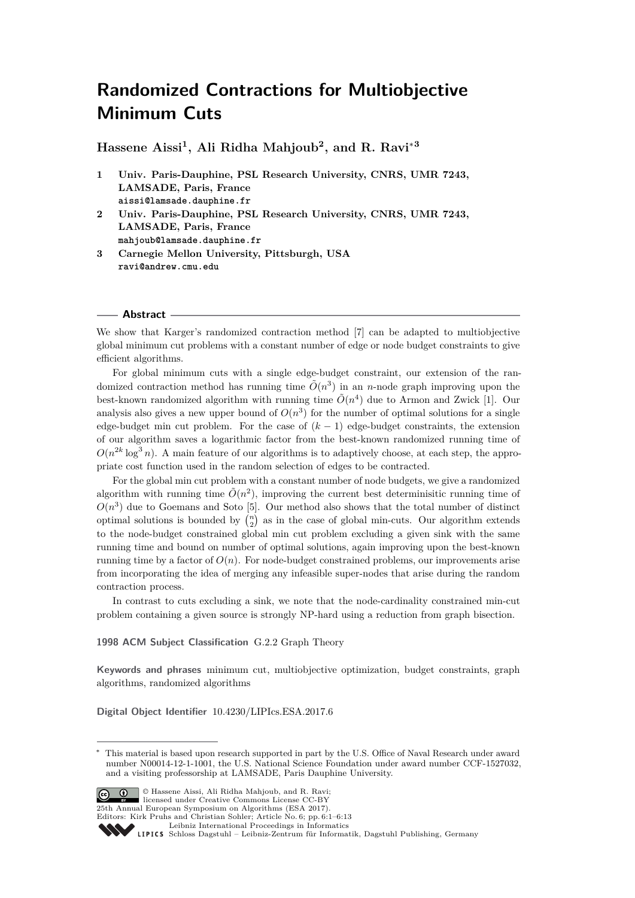# Randomized Contractions for Multiobjective Minimum Cuts

**Hassene Aissi[1], Ali Ridha Mahjoub[2], and R. Ravi[*3]**

1 **Univ. Paris-Dauphine, PSL Research University, CNRS, UMR 7243, LAMSADE, Paris, France**
aissi@lamsade.dauphine.fr

2 **Univ. Paris-Dauphine, PSL Research University, CNRS, UMR 7243, LAMSADE, Paris, France**
mahjoub@lamsade.dauphine.fr

3 **Carnegie Mellon University, Pittsburgh, USA**
ravi@andrew.cmu.edu

## Abstract

We show that Karger's randomized contraction method [7] can be adapted to multiobjective global minimum cut problems with a constant number of edge or node budget constraints to give efficient algorithms.

For global minimum cuts with a single edge-budget constraint, our extension of the randomized contraction method has running time $\tilde{O}(n^3)$ in an $n$-node graph improving upon the best-known randomized algorithm with running time $\tilde{O}(n^4)$ due to Armon and Zwick [1]. Our analysis also gives a new upper bound of $O(n^3)$ for the number of optimal solutions for a single edge-budget min cut problem. For the case of $(k-1)$ edge-budget constraints, the extension of our algorithm saves a logarithmic factor from the best-known randomized running time of $O(n^{2k}\log^3 n)$. A main feature of our algorithms is to adaptively choose, at each step, the appropriate cost function used in the random selection of edges to be contracted.

For the global min cut problem with a constant number of node budgets, we give a randomized algorithm with running time $\tilde{O}(n^2)$, improving the current best determinisitic running time of $O(n^3)$ due to Goemans and Soto [5]. Our method also shows that the total number of distinct optimal solutions is bounded by $\binom{n}{2}$ as in the case of global min-cuts. Our algorithm extends to the node-budget constrained global min cut problem excluding a given sink with the same running time and bound on number of optimal solutions, again improving upon the best-known running time by a factor of $O(n)$. For node-budget constrained problems, our improvements arise from incorporating the idea of merging any infeasible super-nodes that arise during the random contraction process.

In contrast to cuts excluding a sink, we note that the node-cardinality constrained min-cut problem containing a given source is strongly NP-hard using a reduction from graph bisection.

**1998 ACM Subject Classification** G.2.2 Graph Theory

**Keywords and phrases** minimum cut, multiobjective optimization, budget constraints, graph algorithms, randomized algorithms

**Digital Object Identifier** 10.4230/LIPIcs.ESA.2017.6

---

* This material is based upon research supported in part by the U.S. Office of Naval Research under award number N00014-12-1-1001, the U.S. National Science Foundation under award number CCF-1527032, and a visiting professorship at LAMSADE, Paris Dauphine University.

© Hassene Aissi, Ali Ridha Mahjoub, and R. Ravi;
licensed under Creative Commons License CC-BY
25th Annual European Symposium on Algorithms (ESA 2017).
Editors: Kirk Pruhs and Christian Sohler; Article No. 6; pp. 6:1–6:13
Leibniz International Proceedings in Informatics
Schloss Dagstuhl – Leibniz-Zentrum für Informatik, Dagstuhl Publishing, Germany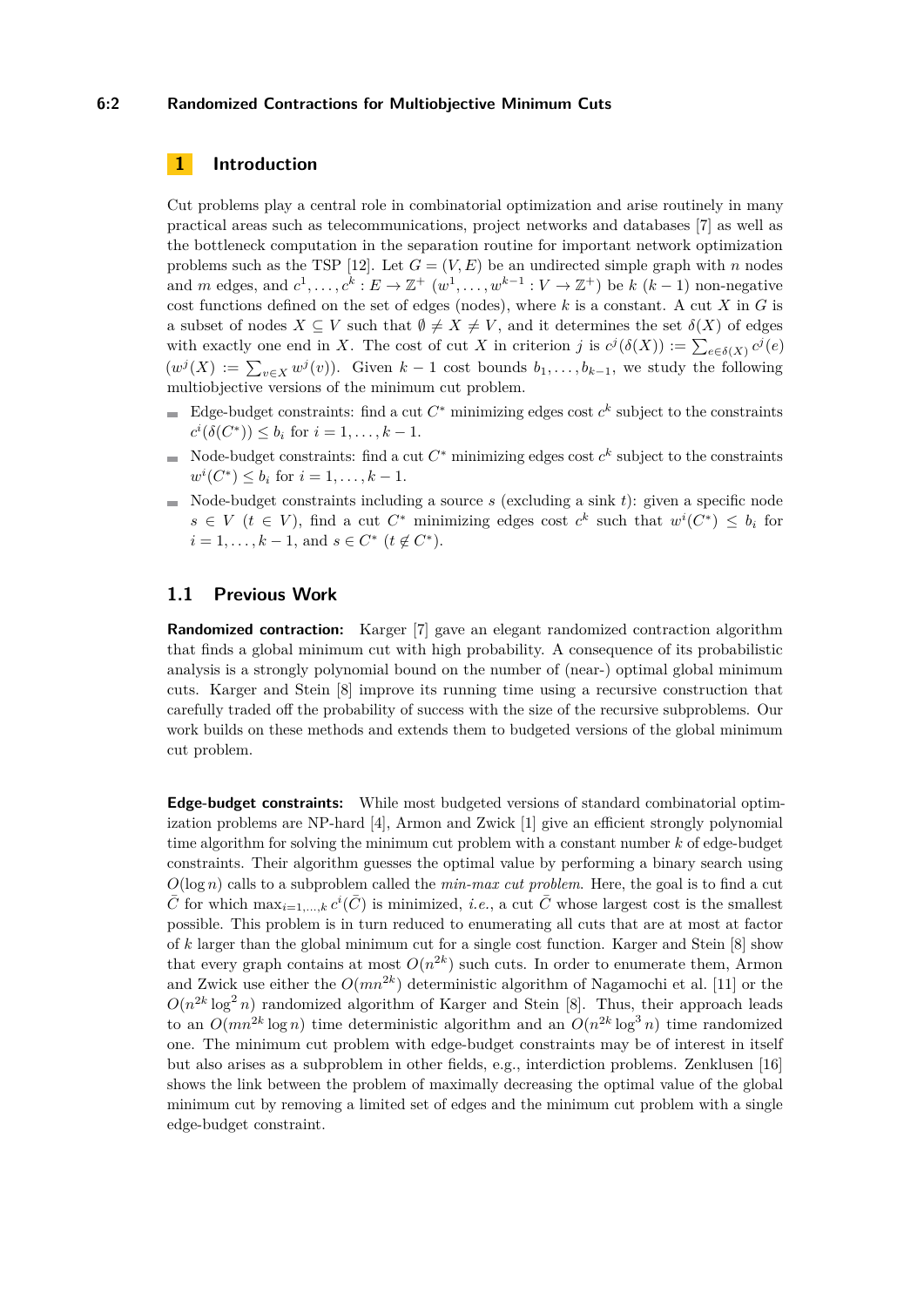# 1 Introduction

Cut problems play a central role in combinatorial optimization and arise routinely in many practical areas such as telecommunications, project networks and databases [7] as well as the bottleneck computation in the separation routine for important network optimization problems such as the TSP [12]. Let $G = (V, E)$ be an undirected simple graph with $n$ nodes and $m$ edges, and $c^1, \ldots, c^k : E \to \mathbb{Z}^+$ ($w^1, \ldots, w^{k-1} : V \to \mathbb{Z}^+$) be $k$ ($k-1$) non-negative cost functions defined on the set of edges (nodes), where $k$ is a constant. A cut $X$ in $G$ is a subset of nodes $X \subseteq V$ such that $\emptyset \neq X \neq V$, and it determines the set $\delta(X)$ of edges with exactly one end in $X$. The cost of cut $X$ in criterion $j$ is $c^j(\delta(X)) := \sum_{e \in \delta(X)} c^j(e)$ ($w^j(X) := \sum_{v \in X} w^j(v)$). Given $k-1$ cost bounds $b_1, \ldots, b_{k-1}$, we study the following multiobjective versions of the minimum cut problem.

- Edge-budget constraints: find a cut $C^*$ minimizing edges cost $c^k$ subject to the constraints $c^i(\delta(C^*)) \leq b_i$ for $i = 1, \ldots, k-1$.
- Node-budget constraints: find a cut $C^*$ minimizing edges cost $c^k$ subject to the constraints $w^i(C^*) \leq b_i$ for $i = 1, \ldots, k-1$.
- Node-budget constraints including a source $s$ (excluding a sink $t$): given a specific node $s \in V$ ($t \in V$), find a cut $C^*$ minimizing edges cost $c^k$ such that $w^i(C^*) \leq b_i$ for $i = 1, \ldots, k-1$, and $s \in C^*$ ($t \notin C^*$).

## 1.1 Previous Work

**Randomized contraction:** Karger [7] gave an elegant randomized contraction algorithm that finds a global minimum cut with high probability. A consequence of its probabilistic analysis is a strongly polynomial bound on the number of (near-) optimal global minimum cuts. Karger and Stein [8] improve its running time using a recursive construction that carefully traded off the probability of success with the size of the recursive subproblems. Our work builds on these methods and extends them to budgeted versions of the global minimum cut problem.

**Edge-budget constraints:** While most budgeted versions of standard combinatorial optimization problems are NP-hard [4], Armon and Zwick [1] give an efficient strongly polynomial time algorithm for solving the minimum cut problem with a constant number $k$ of edge-budget constraints. Their algorithm guesses the optimal value by performing a binary search using $O(\log n)$ calls to a subproblem called the *min-max cut problem*. Here, the goal is to find a cut $\bar{C}$ for which $\max_{i=1,\ldots,k} c^i(\bar{C})$ is minimized, *i.e.*, a cut $\bar{C}$ whose largest cost is the smallest possible. This problem is in turn reduced to enumerating all cuts that are at most at factor of $k$ larger than the global minimum cut for a single cost function. Karger and Stein [8] show that every graph contains at most $O(n^{2k})$ such cuts. In order to enumerate them, Armon and Zwick use either the $O(mn^{2k})$ deterministic algorithm of Nagamochi et al. [11] or the $O(n^{2k} \log^2 n)$ randomized algorithm of Karger and Stein [8]. Thus, their approach leads to an $O(mn^{2k} \log n)$ time deterministic algorithm and an $O(n^{2k} \log^3 n)$ time randomized one. The minimum cut problem with edge-budget constraints may be of interest in itself but also arises as a subproblem in other fields, e.g., interdiction problems. Zenklusen [16] shows the link between the problem of maximally decreasing the optimal value of the global minimum cut by removing a limited set of edges and the minimum cut problem with a single edge-budget constraint.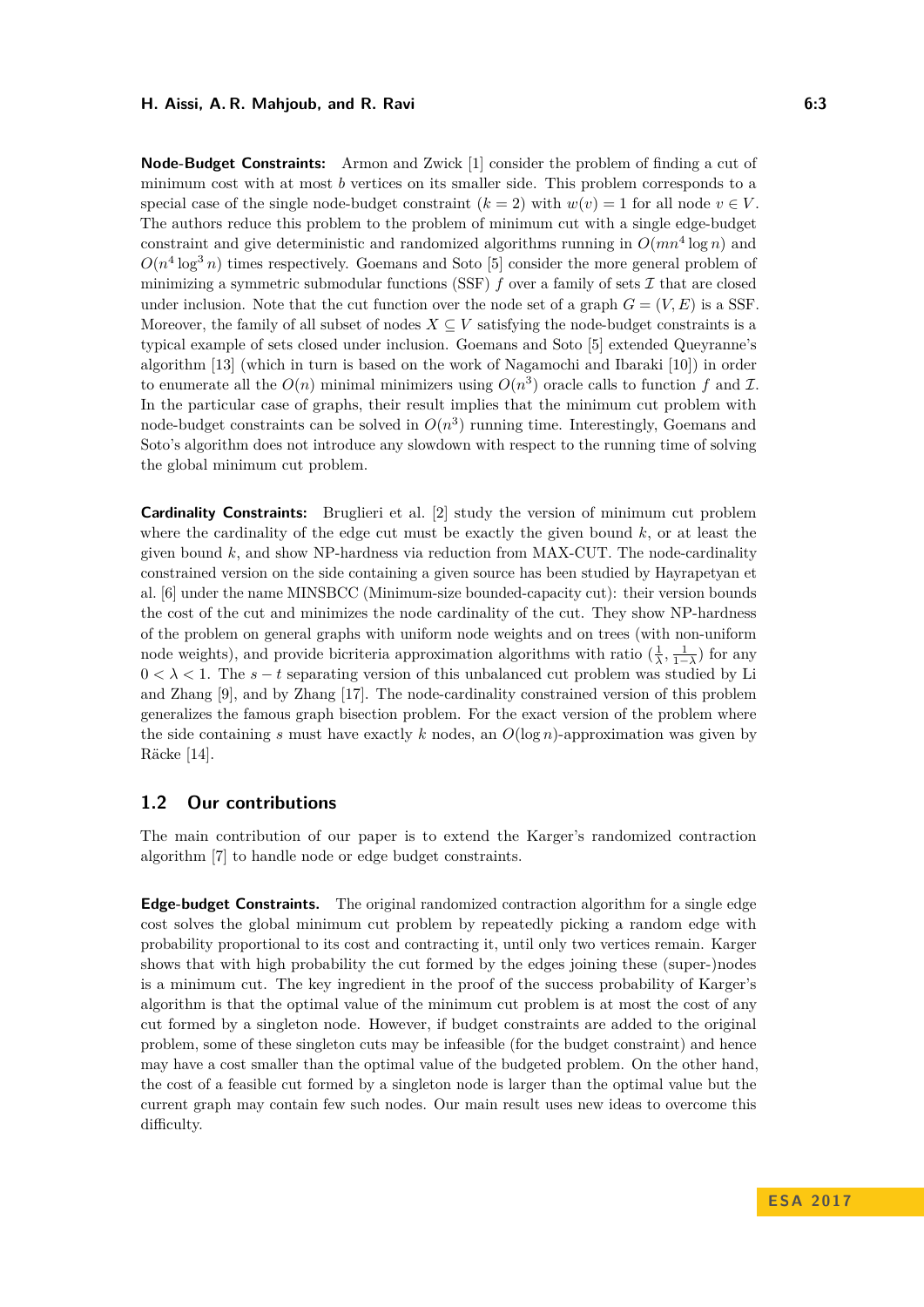**Node-Budget Constraints:** Armon and Zwick [1] consider the problem of finding a cut of minimum cost with at most $b$ vertices on its smaller side. This problem corresponds to a special case of the single node-budget constraint ($k = 2$) with $w(v) = 1$ for all node $v \in V$. The authors reduce this problem to the problem of minimum cut with a single edge-budget constraint and give deterministic and randomized algorithms running in $O(mn^4 \log n)$ and $O(n^4 \log^3 n)$ times respectively. Goemans and Soto [5] consider the more general problem of minimizing a symmetric submodular functions (SSF) $f$ over a family of sets $\mathcal{I}$ that are closed under inclusion. Note that the cut function over the node set of a graph $G = (V, E)$ is a SSF. Moreover, the family of all subset of nodes $X \subseteq V$ satisfying the node-budget constraints is a typical example of sets closed under inclusion. Goemans and Soto [5] extended Queyranne's algorithm [13] (which in turn is based on the work of Nagamochi and Ibaraki [10]) in order to enumerate all the $O(n)$ minimal minimizers using $O(n^3)$ oracle calls to function $f$ and $\mathcal{I}$. In the particular case of graphs, their result implies that the minimum cut problem with node-budget constraints can be solved in $O(n^3)$ running time. Interestingly, Goemans and Soto's algorithm does not introduce any slowdown with respect to the running time of solving the global minimum cut problem.

**Cardinality Constraints:** Bruglieri et al. [2] study the version of minimum cut problem where the cardinality of the edge cut must be exactly the given bound $k$, or at least the given bound $k$, and show NP-hardness via reduction from MAX-CUT. The node-cardinality constrained version on the side containing a given source has been studied by Hayrapetyan et al. [6] under the name MINSBCC (Minimum-size bounded-capacity cut): their version bounds the cost of the cut and minimizes the node cardinality of the cut. They show NP-hardness of the problem on general graphs with uniform node weights and on trees (with non-uniform node weights), and provide bicriteria approximation algorithms with ratio $(\frac{1}{\lambda}, \frac{1}{1-\lambda})$ for any $0 < \lambda < 1$. The $s - t$ separating version of this unbalanced cut problem was studied by Li and Zhang [9], and by Zhang [17]. The node-cardinality constrained version of this problem generalizes the famous graph bisection problem. For the exact version of the problem where the side containing $s$ must have exactly $k$ nodes, an $O(\log n)$-approximation was given by Räcke [14].

## 1.2 Our contributions

The main contribution of our paper is to extend the Karger's randomized contraction algorithm [7] to handle node or edge budget constraints.

**Edge-budget Constraints.** The original randomized contraction algorithm for a single edge cost solves the global minimum cut problem by repeatedly picking a random edge with probability proportional to its cost and contracting it, until only two vertices remain. Karger shows that with high probability the cut formed by the edges joining these (super-)nodes is a minimum cut. The key ingredient in the proof of the success probability of Karger's algorithm is that the optimal value of the minimum cut problem is at most the cost of any cut formed by a singleton node. However, if budget constraints are added to the original problem, some of these singleton cuts may be infeasible (for the budget constraint) and hence may have a cost smaller than the optimal value of the budgeted problem. On the other hand, the cost of a feasible cut formed by a singleton node is larger than the optimal value but the current graph may contain few such nodes. Our main result uses new ideas to overcome this difficulty.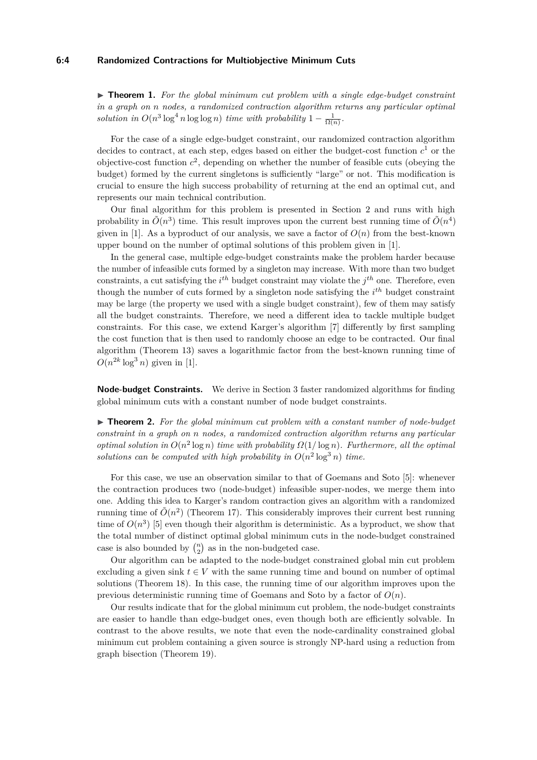▶ **Theorem 1.** *For the global minimum cut problem with a single edge-budget constraint in a graph on $n$ nodes, a randomized contraction algorithm returns any particular optimal solution in $O(n^3 \log^4 n \log\log n)$ time with probability $1 - \frac{1}{\Omega(n)}$.*

For the case of a single edge-budget constraint, our randomized contraction algorithm decides to contract, at each step, edges based on either the budget-cost function $c^1$ or the objective-cost function $c^2$, depending on whether the number of feasible cuts (obeying the budget) formed by the current singletons is sufficiently "large" or not. This modification is crucial to ensure the high success probability of returning at the end an optimal cut, and represents our main technical contribution.

Our final algorithm for this problem is presented in Section 2 and runs with high probability in $\tilde{O}(n^3)$ time. This result improves upon the current best running time of $\tilde{O}(n^4)$ given in [1]. As a byproduct of our analysis, we save a factor of $O(n)$ from the best-known upper bound on the number of optimal solutions of this problem given in [1].

In the general case, multiple edge-budget constraints make the problem harder because the number of infeasible cuts formed by a singleton may increase. With more than two budget constraints, a cut satisfying the $i^{th}$ budget constraint may violate the $j^{th}$ one. Therefore, even though the number of cuts formed by a singleton node satisfying the $i^{th}$ budget constraint may be large (the property we used with a single budget constraint), few of them may satisfy all the budget constraints. Therefore, we need a different idea to tackle multiple budget constraints. For this case, we extend Karger's algorithm [7] differently by first sampling the cost function that is then used to randomly choose an edge to be contracted. Our final algorithm (Theorem 13) saves a logarithmic factor from the best-known running time of $O(n^{2k} \log^3 n)$ given in [1].

**Node-budget Constraints.** We derive in Section 3 faster randomized algorithms for finding global minimum cuts with a constant number of node budget constraints.

▶ **Theorem 2.** *For the global minimum cut problem with a constant number of node-budget constraint in a graph on $n$ nodes, a randomized contraction algorithm returns any particular optimal solution in $O(n^2 \log n)$ time with probability $\Omega(1/\log n)$. Furthermore, all the optimal solutions can be computed with high probability in $O(n^2 \log^3 n)$ time.*

For this case, we use an observation similar to that of Goemans and Soto [5]: whenever the contraction produces two (node-budget) infeasible super-nodes, we merge them into one. Adding this idea to Karger's random contraction gives an algorithm with a randomized running time of $\tilde{O}(n^2)$ (Theorem 17). This considerably improves their current best running time of $O(n^3)$ [5] even though their algorithm is deterministic. As a byproduct, we show that the total number of distinct optimal global minimum cuts in the node-budget constrained case is also bounded by $\binom{n}{2}$ as in the non-budgeted case.

Our algorithm can be adapted to the node-budget constrained global min cut problem excluding a given sink $t \in V$ with the same running time and bound on number of optimal solutions (Theorem 18). In this case, the running time of our algorithm improves upon the previous deterministic running time of Goemans and Soto by a factor of $O(n)$.

Our results indicate that for the global minimum cut problem, the node-budget constraints are easier to handle than edge-budget ones, even though both are efficiently solvable. In contrast to the above results, we note that even the node-cardinality constrained global minimum cut problem containing a given source is strongly NP-hard using a reduction from graph bisection (Theorem 19).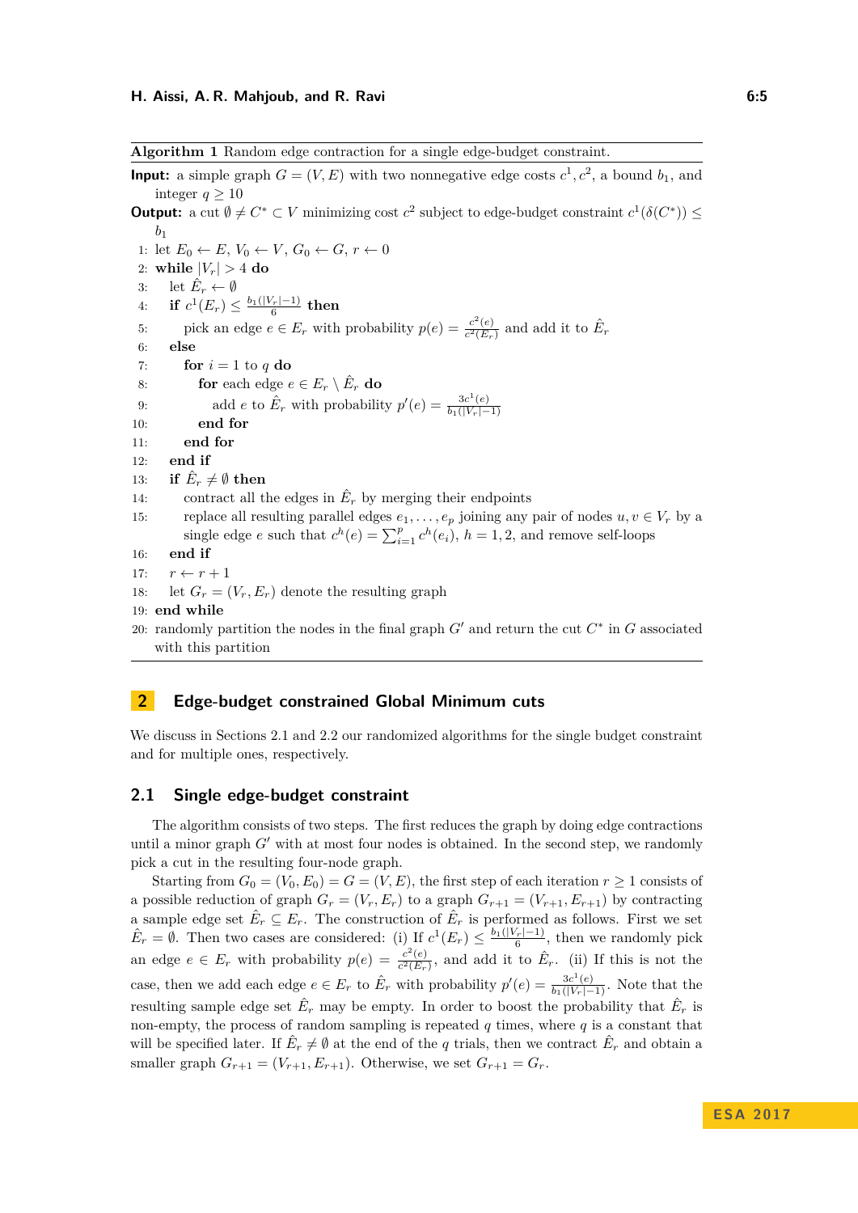**Algorithm 1** Random edge contraction for a single edge-budget constraint.

**Input:** a simple graph $G = (V, E)$ with two nonnegative edge costs $c^1, c^2$, a bound $b_1$, and integer $q \geq 10$

**Output:** a cut $\emptyset \neq C^* \subset V$ minimizing cost $c^2$ subject to edge-budget constraint $c^1(\delta(C^*)) \leq b_1$

```
1: let E_0 ← E, V_0 ← V, G_0 ← G, r ← 0
2: while |V_r| > 4 do
3:   let Ê_r ← ∅
4:   if c^1(E_r) ≤ b_1(|V_r|−1)/6 then
5:     pick an edge e ∈ E_r with probability p(e) = c^2(e)/c^2(E_r) and add it to Ê_r
6:   else
7:     for i = 1 to q do
8:       for each edge e ∈ E_r \ Ê_r do
9:         add e to Ê_r with probability p'(e) = 3c^1(e)/(b_1(|V_r|−1))
10:      end for
11:    end for
12:  end if
13:  if Ê_r ≠ ∅ then
14:    contract all the edges in Ê_r by merging their endpoints
15:    replace all resulting parallel edges e_1, ..., e_p joining any pair of nodes u, v ∈ V_r by a
       single edge e such that c^h(e) = Σ_{i=1}^p c^h(e_i), h = 1, 2, and remove self-loops
16:  end if
17:  r ← r + 1
18:  let G_r = (V_r, E_r) denote the resulting graph
19: end while
20: randomly partition the nodes in the final graph G' and return the cut C* in G associated
    with this partition
```

## 2 Edge-budget constrained Global Minimum cuts

We discuss in Sections 2.1 and 2.2 our randomized algorithms for the single budget constraint and for multiple ones, respectively.

### 2.1 Single edge-budget constraint

The algorithm consists of two steps. The first reduces the graph by doing edge contractions until a minor graph $G'$ with at most four nodes is obtained. In the second step, we randomly pick a cut in the resulting four-node graph.

Starting from $G_0 = (V_0, E_0) = G = (V, E)$, the first step of each iteration $r \geq 1$ consists of a possible reduction of graph $G_r = (V_r, E_r)$ to a graph $G_{r+1} = (V_{r+1}, E_{r+1})$ by contracting a sample edge set $\hat{E}_r \subseteq E_r$. The construction of $\hat{E}_r$ is performed as follows. First we set $\hat{E}_r = \emptyset$. Then two cases are considered: (i) If $c^1(E_r) \leq \frac{b_1(|V_r|-1)}{6}$, then we randomly pick an edge $e \in E_r$ with probability $p(e) = \frac{c^2(e)}{c^2(E_r)}$, and add it to $\hat{E}_r$. (ii) If this is not the case, then we add each edge $e \in E_r$ to $\hat{E}_r$ with probability $p'(e) = \frac{3c^1(e)}{b_1(|V_r|-1)}$. Note that the resulting sample edge set $\hat{E}_r$ may be empty. In order to boost the probability that $\hat{E}_r$ is non-empty, the process of random sampling is repeated $q$ times, where $q$ is a constant that will be specified later. If $\hat{E}_r \neq \emptyset$ at the end of the $q$ trials, then we contract $\hat{E}_r$ and obtain a smaller graph $G_{r+1} = (V_{r+1}, E_{r+1})$. Otherwise, we set $G_{r+1} = G_r$.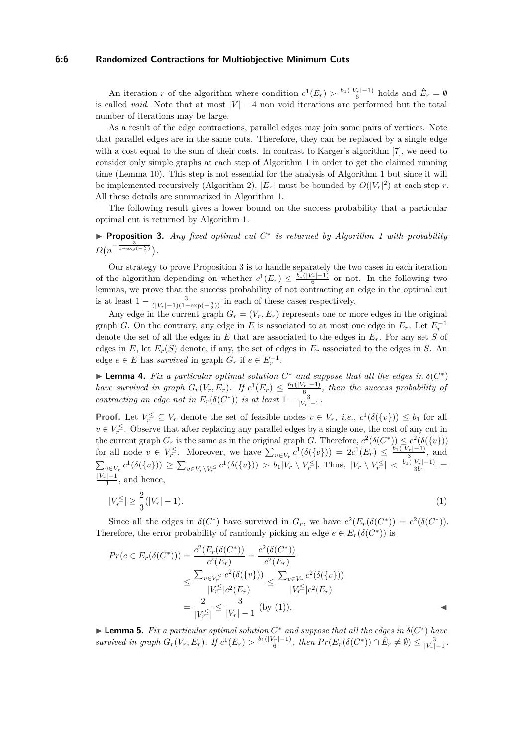An iteration $r$ of the algorithm where condition $c^1(E_r) > \frac{b_1(|V_r|-1)}{6}$ holds and $\hat{E}_r = \emptyset$ is called *void*. Note that at most $|V| - 4$ non void iterations are performed but the total number of iterations may be large.

As a result of the edge contractions, parallel edges may join some pairs of vertices. Note that parallel edges are in the same cuts. Therefore, they can be replaced by a single edge with a cost equal to the sum of their costs. In contrast to Karger's algorithm [7], we need to consider only simple graphs at each step of Algorithm 1 in order to get the claimed running time (Lemma 10). This step is not essential for the analysis of Algorithm 1 but since it will be implemented recursively (Algorithm 2), $|E_r|$ must be bounded by $O(|V_r|^2)$ at each step $r$. All these details are summarized in Algorithm 1.

The following result gives a lower bound on the success probability that a particular optimal cut is returned by Algorithm 1.

▶ **Proposition 3.** *Any fixed optimal cut $C^*$ is returned by Algorithm 1 with probability $\Omega\big(n^{-\frac{3}{1-\exp(-\frac{9}{2})}}\big)$.*

Our strategy to prove Proposition 3 is to handle separately the two cases in each iteration of the algorithm depending on whether $c^1(E_r) \leq \frac{b_1(|V_r|-1)}{6}$ or not. In the following two lemmas, we prove that the success probability of not contracting an edge in the optimal cut is at least $1 - \frac{3}{(|V_r|-1)(1-\exp(-\frac{9}{2}))}$ in each of these cases respectively.

Any edge in the current graph $G_r = (V_r, E_r)$ represents one or more edges in the original graph $G$. On the contrary, any edge in $E$ is associated to at most one edge in $E_r$. Let $E_r^{-1}$ denote the set of all the edges in $E$ that are associated to the edges in $E_r$. For any set $S$ of edges in $E$, let $E_r(S)$ denote, if any, the set of edges in $E_r$ associated to the edges in $S$. An edge $e \in E$ has *survived* in graph $G_r$ if $e \in E_r^{-1}$.

▶ **Lemma 4.** *Fix a particular optimal solution $C^*$ and suppose that all the edges in $\delta(C^*)$ have survived in graph $G_r(V_r, E_r)$. If $c^1(E_r) \leq \frac{b_1(|V_r|-1)}{6}$, then the success probability of contracting an edge not in $E_r(\delta(C^*))$ is at least $1 - \frac{3}{|V_r|-1}$.*

**Proof.** Let $V_r^{\leq} \subseteq V_r$ denote the set of feasible nodes $v \in V_r$, *i.e.*, $c^1(\delta(\{v\})) \leq b_1$ for all $v \in V_r^{\leq}$. Observe that after replacing any parallel edges by a single one, the cost of any cut in the current graph $G_r$ is the same as in the original graph $G$. Therefore, $c^2(\delta(C^*)) \leq c^2(\delta(\{v\}))$ for all node $v \in V_r^{\leq}$. Moreover, we have $\sum_{v \in V_r} c^1(\delta(\{v\})) = 2c^1(E_r) \leq \frac{b_1(|V_r|-1)}{3}$, and $\sum_{v \in V_r} c^1(\delta(\{v\})) \geq \sum_{v \in V_r \setminus V_r^{\leq}} c^1(\delta(\{v\})) > b_1|V_r \setminus V_r^{\leq}|$. Thus, $|V_r \setminus V_r^{\leq}| < \frac{b_1(|V_r|-1)}{3b_1} = \frac{|V_r|-1}{3}$, and hence,

$$|V_r^{\leq}| \geq \frac{2}{3}(|V_r| - 1). \tag{1}$$

Since all the edges in $\delta(C^*)$ have survived in $G_r$, we have $c^2(E_r(\delta(C^*)) = c^2(\delta(C^*))$. Therefore, the error probability of randomly picking an edge $e \in E_r(\delta(C^*))$ is

$$\begin{aligned}
Pr(e \in E_r(\delta(C^*))) &= \frac{c^2(E_r(\delta(C^*))}{c^2(E_r)} = \frac{c^2(\delta(C^*))}{c^2(E_r)} \\
&\leq \frac{\sum_{v \in V_r^{\leq}} c^2(\delta(\{v\}))}{|V_r^{\leq}| c^2(E_r)} \leq \frac{\sum_{v \in V_r} c^2(\delta(\{v\}))}{|V_r^{\leq}| c^2(E_r)} \\
&= \frac{2}{|V_r^{\leq}|} \leq \frac{3}{|V_r| - 1} \text{ (by (1)).}
\end{aligned}$$

◀

▶ **Lemma 5.** *Fix a particular optimal solution $C^*$ and suppose that all the edges in $\delta(C^*)$ have survived in graph $G_r(V_r, E_r)$. If $c^1(E_r) > \frac{b_1(|V_r|-1)}{6}$, then $Pr(E_r(\delta(C^*)) \cap \hat{E}_r \neq \emptyset) \leq \frac{3}{|V_r|-1}$.*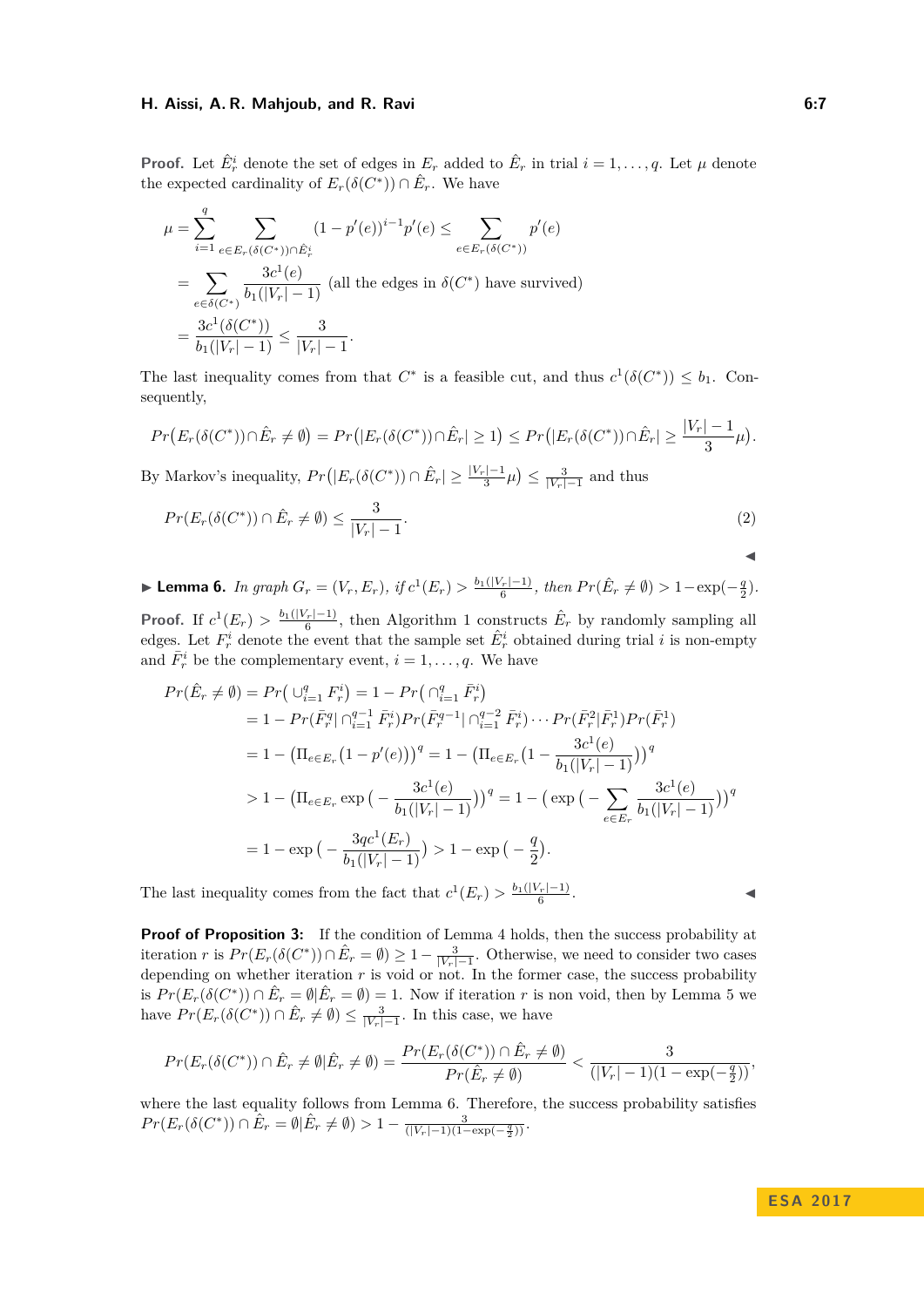**Proof.** Let $\hat{E}_r^i$ denote the set of edges in $E_r$ added to $\hat{E}_r$ in trial $i = 1, \ldots, q$. Let $\mu$ denote the expected cardinality of $E_r(\delta(C^*)) \cap \hat{E}_r$. We have

$$\mu = \sum_{i=1}^{q} \sum_{e \in E_r(\delta(C^*)) \cap \hat{E}_r^i} (1 - p'(e))^{i-1} p'(e) \le \sum_{e \in E_r(\delta(C^*))} p'(e)$$

$$= \sum_{e \in \delta(C^*)} \frac{3c^1(e)}{b_1(|V_r| - 1)} \text{ (all the edges in } \delta(C^*) \text{ have survived)}$$

$$= \frac{3c^1(\delta(C^*))}{b_1(|V_r| - 1)} \le \frac{3}{|V_r| - 1}.$$

The last inequality comes from that $C^*$ is a feasible cut, and thus $c^1(\delta(C^*)) \le b_1$. Consequently,

$$Pr\big(E_r(\delta(C^*)) \cap \hat{E}_r \neq \emptyset\big) = Pr\big(|E_r(\delta(C^*)) \cap \hat{E}_r| \ge 1\big) \le Pr\big(|E_r(\delta(C^*)) \cap \hat{E}_r| \ge \frac{|V_r| - 1}{3}\mu\big).$$

By Markov's inequality, $Pr\big(|E_r(\delta(C^*)) \cap \hat{E}_r| \ge \frac{|V_r|-1}{3}\mu\big) \le \frac{3}{|V_r|-1}$ and thus

$$Pr(E_r(\delta(C^*)) \cap \hat{E}_r \neq \emptyset) \le \frac{3}{|V_r| - 1}. \tag{2}$$

◀

▶ **Lemma 6.** *In graph $G_r = (V_r, E_r)$, if $c^1(E_r) > \frac{b_1(|V_r|-1)}{6}$, then $Pr(\hat{E}_r \neq \emptyset) > 1 - \exp(-\frac{q}{2})$.*

**Proof.** If $c^1(E_r) > \frac{b_1(|V_r|-1)}{6}$, then Algorithm 1 constructs $\hat{E}_r$ by randomly sampling all edges. Let $F_r^i$ denote the event that the sample set $\hat{E}_r^i$ obtained during trial $i$ is non-empty and $\bar{F}_r^i$ be the complementary event, $i = 1, \ldots, q$. We have

$$Pr(\hat{E}_r \neq \emptyset) = Pr\big(\cup_{i=1}^q F_r^i\big) = 1 - Pr\big(\cap_{i=1}^q \bar{F}_r^i\big)$$

$$= 1 - Pr(\bar{F}_r^q | \cap_{i=1}^{q-1} \bar{F}_r^i) Pr(\bar{F}_r^{q-1} | \cap_{i=1}^{q-2} \bar{F}_r^i) \cdots Pr(\bar{F}_r^2 | \bar{F}_r^1) Pr(\bar{F}_r^1)$$

$$= 1 - \big(\Pi_{e \in E_r}(1 - p'(e))\big)^q = 1 - \big(\Pi_{e \in E_r}\big(1 - \frac{3c^1(e)}{b_1(|V_r| - 1)}\big)\big)^q$$

$$> 1 - \big(\Pi_{e \in E_r} \exp\big(-\frac{3c^1(e)}{b_1(|V_r| - 1)}\big)\big)^q = 1 - \big(\exp\big(-\sum_{e \in E_r} \frac{3c^1(e)}{b_1(|V_r| - 1)}\big)\big)^q$$

$$= 1 - \exp\big(-\frac{3qc^1(E_r)}{b_1(|V_r| - 1)}\big) > 1 - \exp\big(-\frac{q}{2}\big).$$

The last inequality comes from the fact that $c^1(E_r) > \frac{b_1(|V_r|-1)}{6}$. ◀

**Proof of Proposition 3:** If the condition of Lemma 4 holds, then the success probability at iteration $r$ is $Pr(E_r(\delta(C^*)) \cap \hat{E}_r = \emptyset) \ge 1 - \frac{3}{|V_r|-1}$. Otherwise, we need to consider two cases depending on whether iteration $r$ is void or not. In the former case, the success probability is $Pr(E_r(\delta(C^*)) \cap \hat{E}_r = \emptyset | \hat{E}_r = \emptyset) = 1$. Now if iteration $r$ is non void, then by Lemma 5 we have $Pr(E_r(\delta(C^*)) \cap \hat{E}_r \neq \emptyset) \le \frac{3}{|V_r|-1}$. In this case, we have

$$Pr(E_r(\delta(C^*)) \cap \hat{E}_r \neq \emptyset | \hat{E}_r \neq \emptyset) = \frac{Pr(E_r(\delta(C^*)) \cap \hat{E}_r \neq \emptyset)}{Pr(\hat{E}_r \neq \emptyset)} < \frac{3}{(|V_r| - 1)(1 - \exp(-\frac{q}{2}))},$$

where the last equality follows from Lemma 6. Therefore, the success probability satisfies $Pr(E_r(\delta(C^*)) \cap \hat{E}_r = \emptyset | \hat{E}_r \neq \emptyset) > 1 - \frac{3}{(|V_r|-1)(1-\exp(-\frac{q}{2}))}$.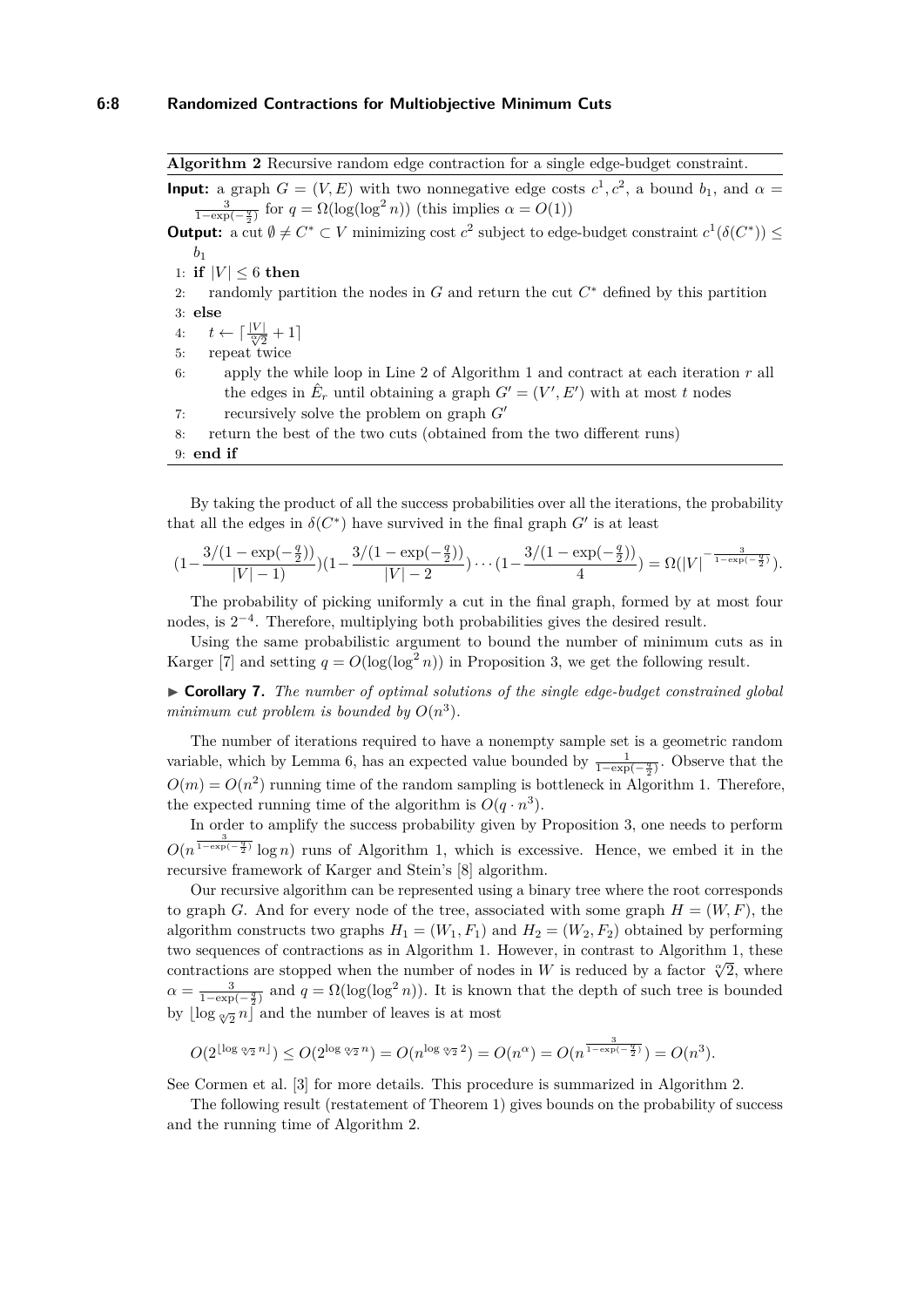**Algorithm 2** Recursive random edge contraction for a single edge-budget constraint.

**Input:** a graph $G = (V, E)$ with two nonnegative edge costs $c^1, c^2$, a bound $b_1$, and $\alpha = \frac{3}{1-\exp(-\frac{q}{2})}$ for $q = \Omega(\log(\log^2 n))$ (this implies $\alpha = O(1)$)

**Output:** a cut $\emptyset \neq C^* \subset V$ minimizing cost $c^2$ subject to edge-budget constraint $c^1(\delta(C^*)) \leq b_1$

```
1: if |V| ≤ 6 then
2:     randomly partition the nodes in G and return the cut C* defined by this partition
3: else
4:     t ← ⌈|V|/∜2 + 1⌉
5:     repeat twice
6:         apply the while loop in Line 2 of Algorithm 1 and contract at each iteration r all
           the edges in Ê_r until obtaining a graph G' = (V', E') with at most t nodes
7:         recursively solve the problem on graph G'
8:     return the best of the two cuts (obtained from the two different runs)
9: end if
```

By taking the product of all the success probabilities over all the iterations, the probability that all the edges in $\delta(C^*)$ have survived in the final graph $G'$ is at least

$$(1-\frac{3/(1-\exp(-\frac{q}{2}))}{|V|-1})(1-\frac{3/(1-\exp(-\frac{q}{2}))}{|V|-2})\cdots(1-\frac{3/(1-\exp(-\frac{q}{2}))}{4}) = \Omega(|V|^{-\frac{3}{1-\exp(-\frac{q}{2})}}).$$

The probability of picking uniformly a cut in the final graph, formed by at most four nodes, is $2^{-4}$. Therefore, multiplying both probabilities gives the desired result.

Using the same probabilistic argument to bound the number of minimum cuts as in Karger [7] and setting $q = O(\log(\log^2 n))$ in Proposition 3, we get the following result.

▶ **Corollary 7.** *The number of optimal solutions of the single edge-budget constrained global minimum cut problem is bounded by $O(n^3)$.*

The number of iterations required to have a nonempty sample set is a geometric random variable, which by Lemma 6, has an expected value bounded by $\frac{1}{1-\exp(-\frac{q}{2})}$. Observe that the $O(m) = O(n^2)$ running time of the random sampling is bottleneck in Algorithm 1. Therefore, the expected running time of the algorithm is $O(q \cdot n^3)$.

In order to amplify the success probability given by Proposition 3, one needs to perform $O(n^{\frac{3}{1-\exp(-\frac{q}{2})}} \log n)$ runs of Algorithm 1, which is excessive. Hence, we embed it in the recursive framework of Karger and Stein's [8] algorithm.

Our recursive algorithm can be represented using a binary tree where the root corresponds to graph $G$. And for every node of the tree, associated with some graph $H = (W, F)$, the algorithm constructs two graphs $H_1 = (W_1, F_1)$ and $H_2 = (W_2, F_2)$ obtained by performing two sequences of contractions as in Algorithm 1. However, in contrast to Algorithm 1, these contractions are stopped when the number of nodes in $W$ is reduced by a factor $\sqrt[\alpha]{2}$, where $\alpha = \frac{3}{1-\exp(-\frac{q}{2})}$ and $q = \Omega(\log(\log^2 n))$. It is known that the depth of such tree is bounded by $\lfloor \log_{\sqrt[\alpha]{2}} n \rfloor$ and the number of leaves is at most

$$O(2^{\lfloor \log_{\sqrt[\alpha]{2}} n \rfloor}) \leq O(2^{\log_{\sqrt[\alpha]{2}} n}) = O(n^{\log_{\sqrt[\alpha]{2}} 2}) = O(n^{\alpha}) = O(n^{\frac{3}{1-\exp(-\frac{q}{2})}}) = O(n^3).$$

See Cormen et al. [3] for more details. This procedure is summarized in Algorithm 2.

The following result (restatement of Theorem 1) gives bounds on the probability of success and the running time of Algorithm 2.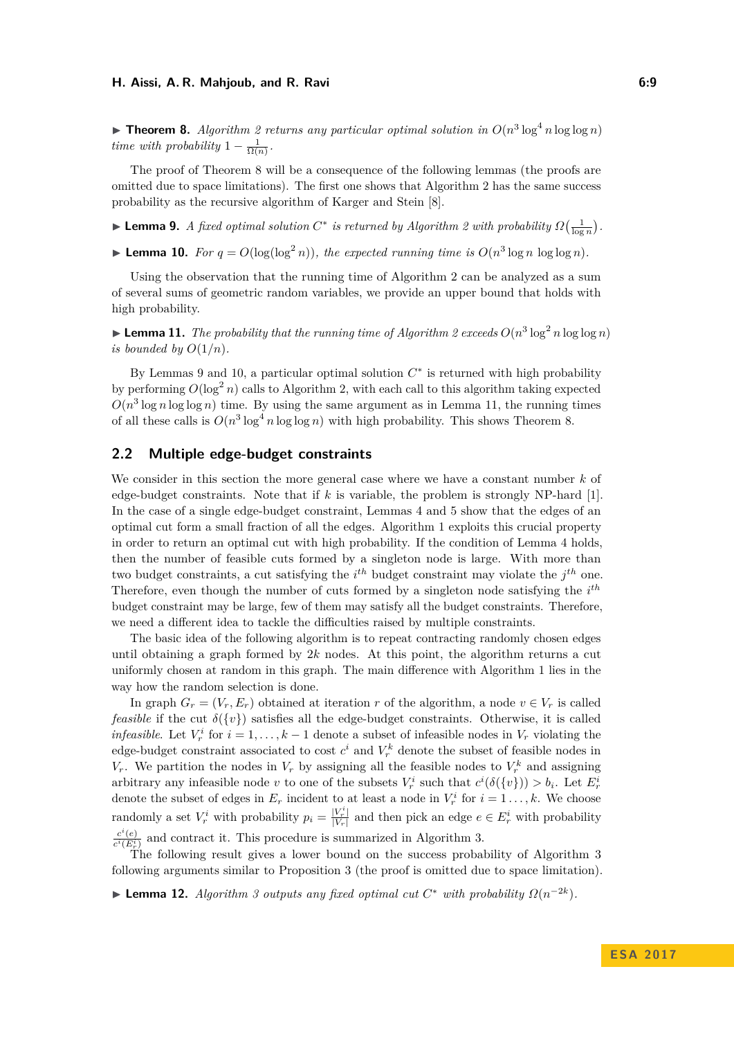▶ **Theorem 8.** *Algorithm 2 returns any particular optimal solution in $O(n^3 \log^4 n \log\log n)$ time with probability $1 - \frac{1}{\Omega(n)}$.*

The proof of Theorem 8 will be a consequence of the following lemmas (the proofs are omitted due to space limitations). The first one shows that Algorithm 2 has the same success probability as the recursive algorithm of Karger and Stein [8].

▶ **Lemma 9.** *A fixed optimal solution $C^*$ is returned by Algorithm 2 with probability $\Omega\big(\frac{1}{\log n}\big)$.*

▶ **Lemma 10.** *For $q = O(\log(\log^2 n))$, the expected running time is $O(n^3 \log n \, \log\log n)$.*

Using the observation that the running time of Algorithm 2 can be analyzed as a sum of several sums of geometric random variables, we provide an upper bound that holds with high probability.

▶ **Lemma 11.** *The probability that the running time of Algorithm 2 exceeds $O(n^3 \log^2 n \log\log n)$ is bounded by $O(1/n)$.*

By Lemmas 9 and 10, a particular optimal solution $C^*$ is returned with high probability by performing $O(\log^2 n)$ calls to Algorithm 2, with each call to this algorithm taking expected $O(n^3 \log n \log\log n)$ time. By using the same argument as in Lemma 11, the running times of all these calls is $O(n^3 \log^4 n \log\log n)$ with high probability. This shows Theorem 8.

## 2.2 Multiple edge-budget constraints

We consider in this section the more general case where we have a constant number $k$ of edge-budget constraints. Note that if $k$ is variable, the problem is strongly NP-hard [1]. In the case of a single edge-budget constraint, Lemmas 4 and 5 show that the edges of an optimal cut form a small fraction of all the edges. Algorithm 1 exploits this crucial property in order to return an optimal cut with high probability. If the condition of Lemma 4 holds, then the number of feasible cuts formed by a singleton node is large. With more than two budget constraints, a cut satisfying the $i^{th}$ budget constraint may violate the $j^{th}$ one. Therefore, even though the number of cuts formed by a singleton node satisfying the $i^{th}$ budget constraint may be large, few of them may satisfy all the budget constraints. Therefore, we need a different idea to tackle the difficulties raised by multiple constraints.

The basic idea of the following algorithm is to repeat contracting randomly chosen edges until obtaining a graph formed by $2k$ nodes. At this point, the algorithm returns a cut uniformly chosen at random in this graph. The main difference with Algorithm 1 lies in the way how the random selection is done.

In graph $G_r = (V_r, E_r)$ obtained at iteration $r$ of the algorithm, a node $v \in V_r$ is called *feasible* if the cut $\delta(\{v\})$ satisfies all the edge-budget constraints. Otherwise, it is called *infeasible*. Let $V_r^i$ for $i = 1, \dots, k-1$ denote a subset of infeasible nodes in $V_r$ violating the edge-budget constraint associated to cost $c^i$ and $V_r^k$ denote the subset of feasible nodes in $V_r$. We partition the nodes in $V_r$ by assigning all the feasible nodes to $V_r^k$ and assigning arbitrary any infeasible node $v$ to one of the subsets $V_r^i$ such that $c^i(\delta(\{v\})) > b_i$. Let $E_r^i$ denote the subset of edges in $E_r$ incident to at least a node in $V_r^i$ for $i = 1 \dots, k$. We choose randomly a set $V_r^i$ with probability $p_i = \frac{|V_r^i|}{|V_r|}$ and then pick an edge $e \in E_r^i$ with probability $\frac{c^i(e)}{c^i(E_r^i)}$ and contract it. This procedure is summarized in Algorithm 3.

The following result gives a lower bound on the success probability of Algorithm 3 following arguments similar to Proposition 3 (the proof is omitted due to space limitation).

▶ **Lemma 12.** *Algorithm 3 outputs any fixed optimal cut $C^*$ with probability $\Omega(n^{-2k})$.*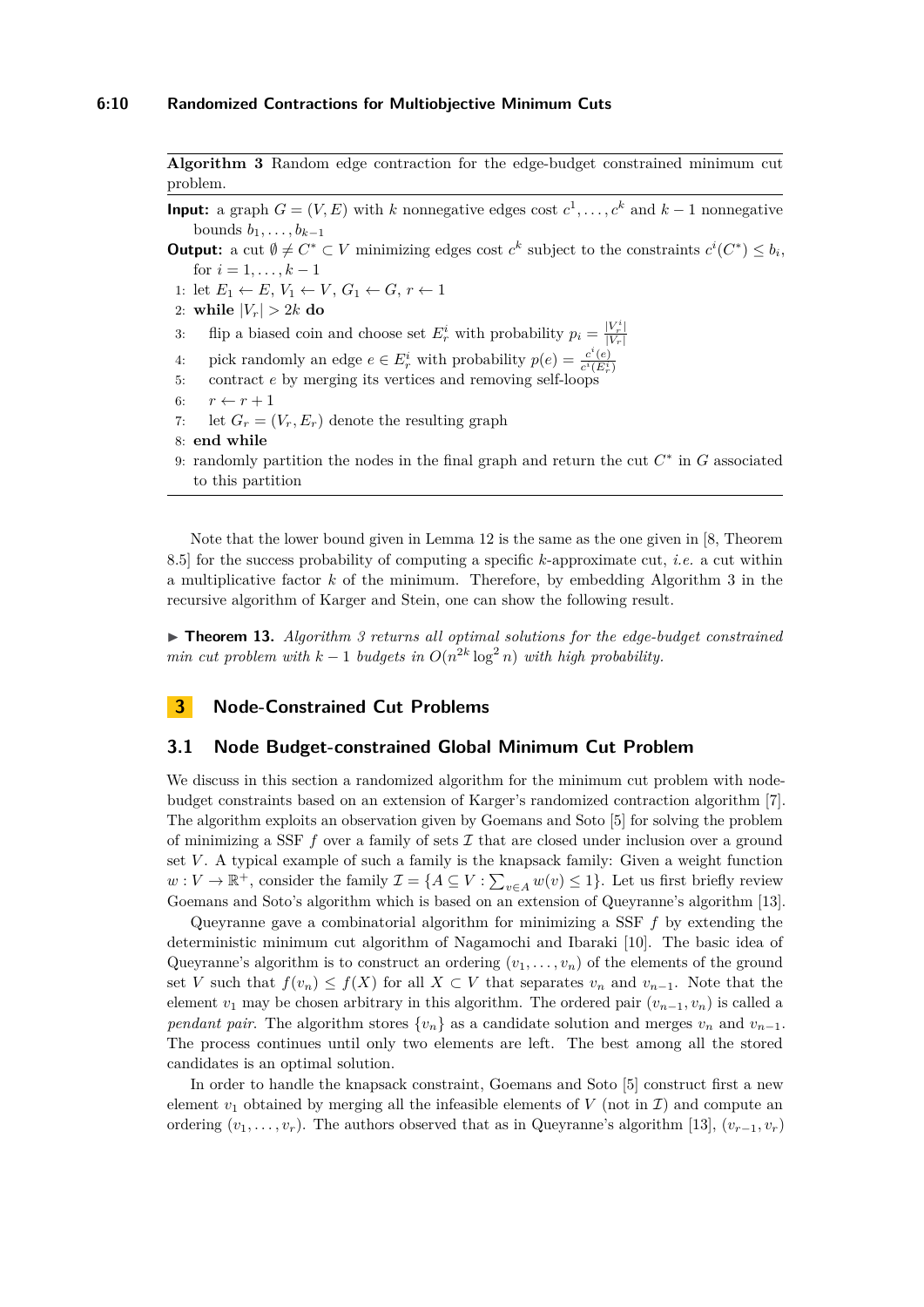**Algorithm 3** Random edge contraction for the edge-budget constrained minimum cut problem.

**Input:** a graph $G = (V, E)$ with $k$ nonnegative edges cost $c^1, \dots, c^k$ and $k-1$ nonnegative bounds $b_1, \dots, b_{k-1}$

**Output:** a cut $\emptyset \neq C^* \subset V$ minimizing edges cost $c^k$ subject to the constraints $c^i(C^*) \leq b_i$, for $i = 1, \dots, k-1$

1: let $E_1 \leftarrow E$, $V_1 \leftarrow V$, $G_1 \leftarrow G$, $r \leftarrow 1$
2: **while** $|V_r| > 2k$ **do**
3: flip a biased coin and choose set $E_r^i$ with probability $p_i = \frac{|V_r^i|}{|V_r|}$
4: pick randomly an edge $e \in E_r^i$ with probability $p(e) = \frac{c^i(e)}{c^i(E_r^i)}$
5: contract $e$ by merging its vertices and removing self-loops
6: $r \leftarrow r + 1$
7: let $G_r = (V_r, E_r)$ denote the resulting graph
8: **end while**
9: randomly partition the nodes in the final graph and return the cut $C^*$ in $G$ associated to this partition

Note that the lower bound given in Lemma 12 is the same as the one given in [8, Theorem 8.5] for the success probability of computing a specific $k$-approximate cut, *i.e.* a cut within a multiplicative factor $k$ of the minimum. Therefore, by embedding Algorithm 3 in the recursive algorithm of Karger and Stein, one can show the following result.

▶ **Theorem 13.** *Algorithm 3 returns all optimal solutions for the edge-budget constrained min cut problem with $k-1$ budgets in $O(n^{2k} \log^2 n)$ with high probability.*

## 3 Node-Constrained Cut Problems

### 3.1 Node Budget-constrained Global Minimum Cut Problem

We discuss in this section a randomized algorithm for the minimum cut problem with node-budget constraints based on an extension of Karger's randomized contraction algorithm [7]. The algorithm exploits an observation given by Goemans and Soto [5] for solving the problem of minimizing a SSF $f$ over a family of sets $\mathcal{I}$ that are closed under inclusion over a ground set $V$. A typical example of such a family is the knapsack family: Given a weight function $w : V \to \mathbb{R}^+$, consider the family $\mathcal{I} = \{A \subseteq V : \sum_{v \in A} w(v) \leq 1\}$. Let us first briefly review Goemans and Soto's algorithm which is based on an extension of Queyranne's algorithm [13].

Queyranne gave a combinatorial algorithm for minimizing a SSF $f$ by extending the deterministic minimum cut algorithm of Nagamochi and Ibaraki [10]. The basic idea of Queyranne's algorithm is to construct an ordering $(v_1, \dots, v_n)$ of the elements of the ground set $V$ such that $f(v_n) \leq f(X)$ for all $X \subset V$ that separates $v_n$ and $v_{n-1}$. Note that the element $v_1$ may be chosen arbitrary in this algorithm. The ordered pair $(v_{n-1}, v_n)$ is called a *pendant pair*. The algorithm stores $\{v_n\}$ as a candidate solution and merges $v_n$ and $v_{n-1}$. The process continues until only two elements are left. The best among all the stored candidates is an optimal solution.

In order to handle the knapsack constraint, Goemans and Soto [5] construct first a new element $v_1$ obtained by merging all the infeasible elements of $V$ (not in $\mathcal{I}$) and compute an ordering $(v_1, \dots, v_r)$. The authors observed that as in Queyranne's algorithm [13], $(v_{r-1}, v_r)$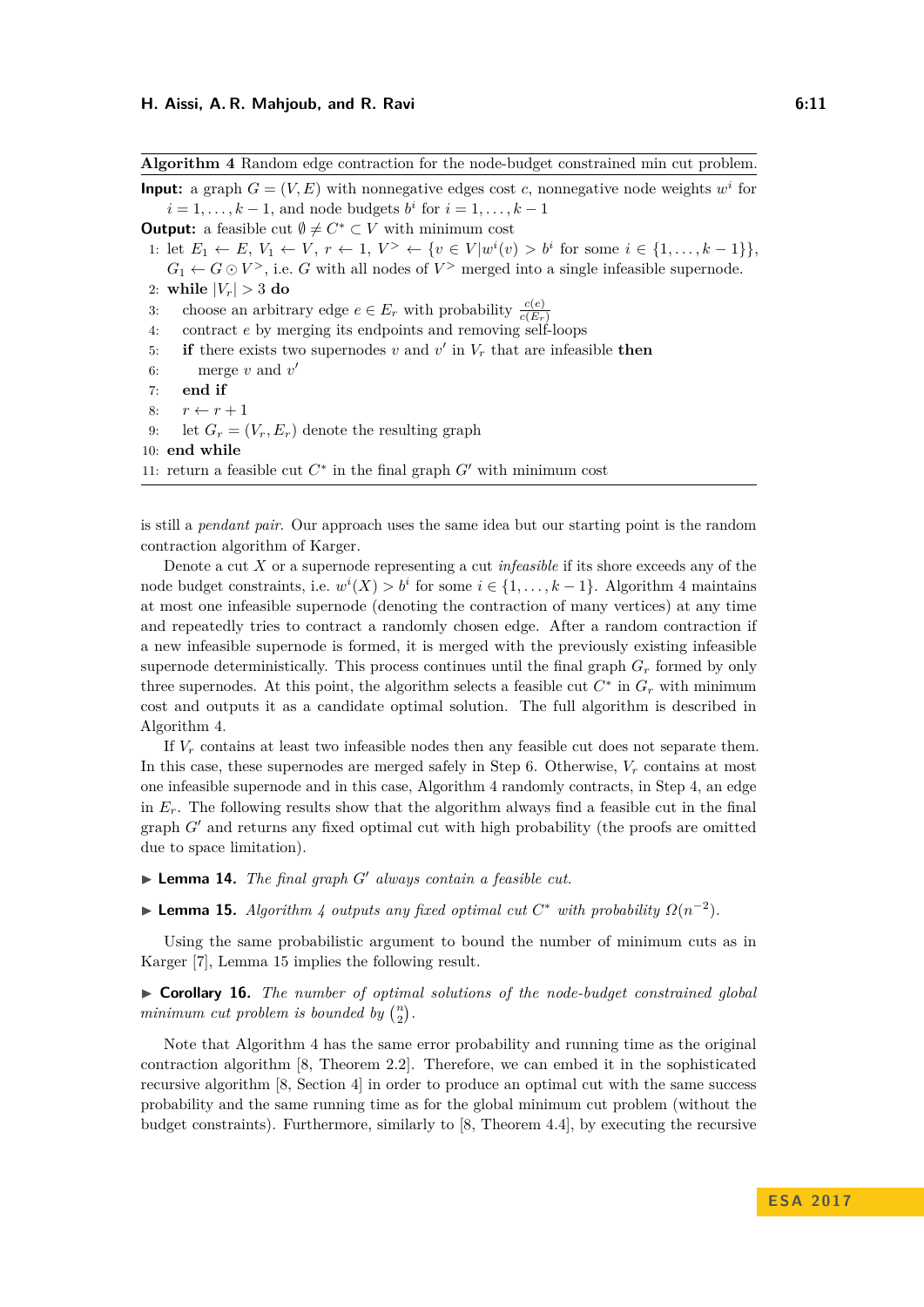**Algorithm 4** Random edge contraction for the node-budget constrained min cut problem.

**Input:** a graph $G = (V, E)$ with nonnegative edges cost $c$, nonnegative node weights $w^i$ for $i = 1, \ldots, k-1$, and node budgets $b^i$ for $i = 1, \ldots, k-1$

**Output:** a feasible cut $\emptyset \neq C^* \subset V$ with minimum cost

```
1: let E_1 ← E, V_1 ← V, r ← 1, V^> ← {v ∈ V | w^i(v) > b^i for some i ∈ {1,...,k−1}},
   G_1 ← G ⊙ V^>, i.e. G with all nodes of V^> merged into a single infeasible supernode.
2: while |V_r| > 3 do
3:     choose an arbitrary edge e ∈ E_r with probability c(e)/c(E_r)
4:     contract e by merging its endpoints and removing self-loops
5:     if there exists two supernodes v and v' in V_r that are infeasible then
6:         merge v and v'
7:     end if
8:     r ← r + 1
9:     let G_r = (V_r, E_r) denote the resulting graph
10: end while
11: return a feasible cut C* in the final graph G' with minimum cost
```

is still a *pendant pair*. Our approach uses the same idea but our starting point is the random contraction algorithm of Karger.

Denote a cut $X$ or a supernode representing a cut *infeasible* if its shore exceeds any of the node budget constraints, i.e. $w^i(X) > b^i$ for some $i \in \{1, \ldots, k-1\}$. Algorithm 4 maintains at most one infeasible supernode (denoting the contraction of many vertices) at any time and repeatedly tries to contract a randomly chosen edge. After a random contraction if a new infeasible supernode is formed, it is merged with the previously existing infeasible supernode deterministically. This process continues until the final graph $G_r$ formed by only three supernodes. At this point, the algorithm selects a feasible cut $C^*$ in $G_r$ with minimum cost and outputs it as a candidate optimal solution. The full algorithm is described in Algorithm 4.

If $V_r$ contains at least two infeasible nodes then any feasible cut does not separate them. In this case, these supernodes are merged safely in Step 6. Otherwise, $V_r$ contains at most one infeasible supernode and in this case, Algorithm 4 randomly contracts, in Step 4, an edge in $E_r$. The following results show that the algorithm always find a feasible cut in the final graph $G'$ and returns any fixed optimal cut with high probability (the proofs are omitted due to space limitation).

▶ **Lemma 14.** *The final graph $G'$ always contain a feasible cut.*

▶ **Lemma 15.** *Algorithm 4 outputs any fixed optimal cut $C^*$ with probability $\Omega(n^{-2})$.*

Using the same probabilistic argument to bound the number of minimum cuts as in Karger [7], Lemma 15 implies the following result.

▶ **Corollary 16.** *The number of optimal solutions of the node-budget constrained global minimum cut problem is bounded by $\binom{n}{2}$.*

Note that Algorithm 4 has the same error probability and running time as the original contraction algorithm [8, Theorem 2.2]. Therefore, we can embed it in the sophisticated recursive algorithm [8, Section 4] in order to produce an optimal cut with the same success probability and the same running time as for the global minimum cut problem (without the budget constraints). Furthermore, similarly to [8, Theorem 4.4], by executing the recursive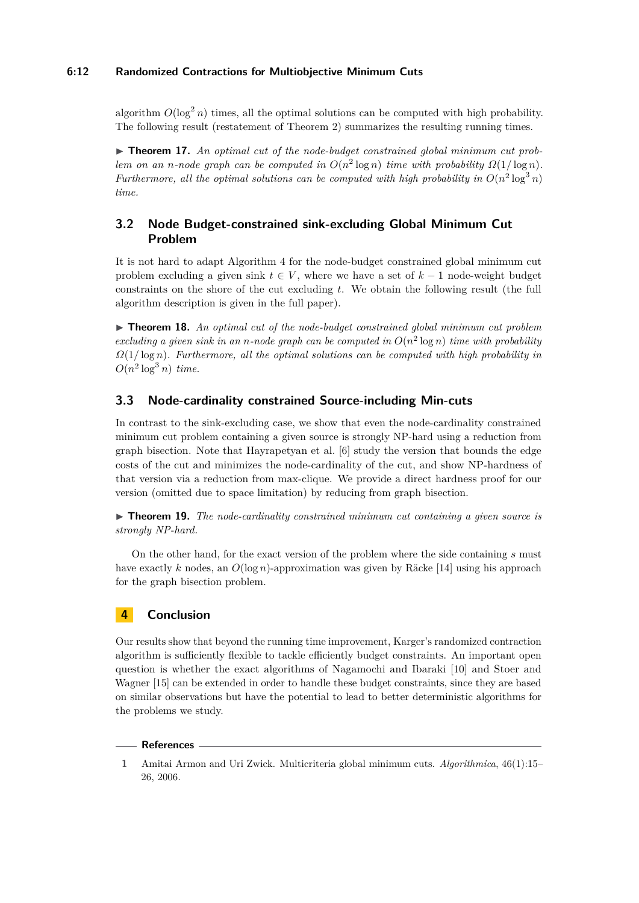algorithm $O(\log^2 n)$ times, all the optimal solutions can be computed with high probability. The following result (restatement of Theorem 2) summarizes the resulting running times.

▶ **Theorem 17.** *An optimal cut of the node-budget constrained global minimum cut problem on an $n$-node graph can be computed in $O(n^2 \log n)$ time with probability $\Omega(1/\log n)$. Furthermore, all the optimal solutions can be computed with high probability in $O(n^2 \log^3 n)$ time.*

## 3.2 Node Budget-constrained sink-excluding Global Minimum Cut Problem

It is not hard to adapt Algorithm 4 for the node-budget constrained global minimum cut problem excluding a given sink $t \in V$, where we have a set of $k-1$ node-weight budget constraints on the shore of the cut excluding $t$. We obtain the following result (the full algorithm description is given in the full paper).

▶ **Theorem 18.** *An optimal cut of the node-budget constrained global minimum cut problem excluding a given sink in an $n$-node graph can be computed in $O(n^2 \log n)$ time with probability $\Omega(1/\log n)$. Furthermore, all the optimal solutions can be computed with high probability in $O(n^2 \log^3 n)$ time.*

## 3.3 Node-cardinality constrained Source-including Min-cuts

In contrast to the sink-excluding case, we show that even the node-cardinality constrained minimum cut problem containing a given source is strongly NP-hard using a reduction from graph bisection. Note that Hayrapetyan et al. [6] study the version that bounds the edge costs of the cut and minimizes the node-cardinality of the cut, and show NP-hardness of that version via a reduction from max-clique. We provide a direct hardness proof for our version (omitted due to space limitation) by reducing from graph bisection.

▶ **Theorem 19.** *The node-cardinality constrained minimum cut containing a given source is strongly NP-hard.*

On the other hand, for the exact version of the problem where the side containing $s$ must have exactly $k$ nodes, an $O(\log n)$-approximation was given by Räcke [14] using his approach for the graph bisection problem.

# 4 Conclusion

Our results show that beyond the running time improvement, Karger's randomized contraction algorithm is sufficiently flexible to tackle efficiently budget constraints. An important open question is whether the exact algorithms of Nagamochi and Ibaraki [10] and Stoer and Wagner [15] can be extended in order to handle these budget constraints, since they are based on similar observations but have the potential to lead to better deterministic algorithms for the problems we study.

## References

1 Amitai Armon and Uri Zwick. Multicriteria global minimum cuts. *Algorithmica*, 46(1):15–26, 2006.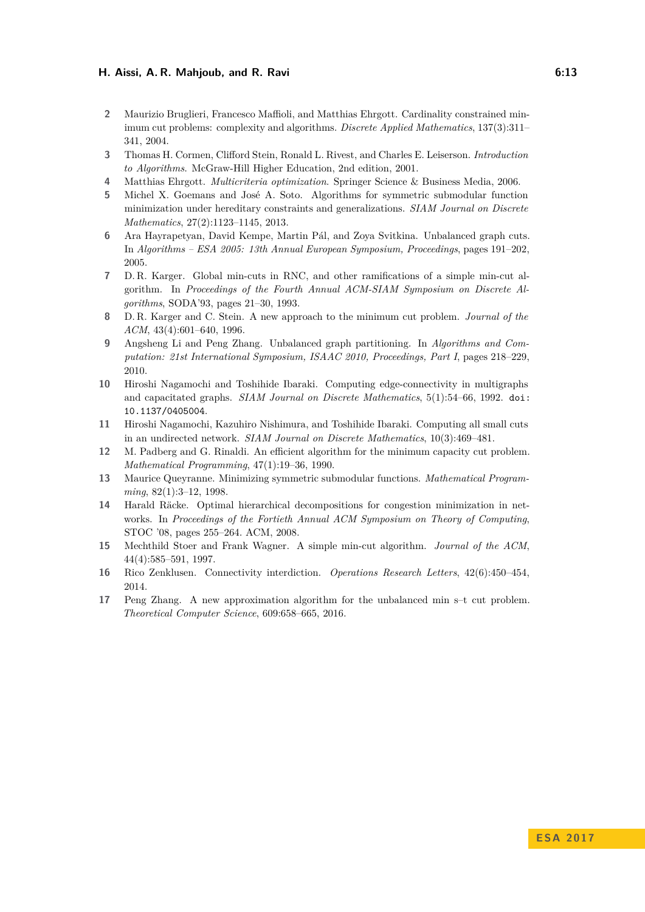2. Maurizio Bruglieri, Francesco Maffioli, and Matthias Ehrgott. Cardinality constrained minimum cut problems: complexity and algorithms. *Discrete Applied Mathematics*, 137(3):311–341, 2004.
3. Thomas H. Cormen, Clifford Stein, Ronald L. Rivest, and Charles E. Leiserson. *Introduction to Algorithms*. McGraw-Hill Higher Education, 2nd edition, 2001.
4. Matthias Ehrgott. *Multicriteria optimization*. Springer Science & Business Media, 2006.
5. Michel X. Goemans and José A. Soto. Algorithms for symmetric submodular function minimization under hereditary constraints and generalizations. *SIAM Journal on Discrete Mathematics*, 27(2):1123–1145, 2013.
6. Ara Hayrapetyan, David Kempe, Martin Pál, and Zoya Svitkina. Unbalanced graph cuts. In *Algorithms – ESA 2005: 13th Annual European Symposium, Proceedings*, pages 191–202, 2005.
7. D. R. Karger. Global min-cuts in RNC, and other ramifications of a simple min-cut algorithm. In *Proceedings of the Fourth Annual ACM-SIAM Symposium on Discrete Algorithms*, SODA'93, pages 21–30, 1993.
8. D. R. Karger and C. Stein. A new approach to the minimum cut problem. *Journal of the ACM*, 43(4):601–640, 1996.
9. Angsheng Li and Peng Zhang. Unbalanced graph partitioning. In *Algorithms and Computation: 21st International Symposium, ISAAC 2010, Proceedings, Part I*, pages 218–229, 2010.
10. Hiroshi Nagamochi and Toshihide Ibaraki. Computing edge-connectivity in multigraphs and capacitated graphs. *SIAM Journal on Discrete Mathematics*, 5(1):54–66, 1992. doi:10.1137/0405004.
11. Hiroshi Nagamochi, Kazuhiro Nishimura, and Toshihide Ibaraki. Computing all small cuts in an undirected network. *SIAM Journal on Discrete Mathematics*, 10(3):469–481.
12. M. Padberg and G. Rinaldi. An efficient algorithm for the minimum capacity cut problem. *Mathematical Programming*, 47(1):19–36, 1990.
13. Maurice Queyranne. Minimizing symmetric submodular functions. *Mathematical Programming*, 82(1):3–12, 1998.
14. Harald Räcke. Optimal hierarchical decompositions for congestion minimization in networks. In *Proceedings of the Fortieth Annual ACM Symposium on Theory of Computing*, STOC '08, pages 255–264. ACM, 2008.
15. Mechthild Stoer and Frank Wagner. A simple min-cut algorithm. *Journal of the ACM*, 44(4):585–591, 1997.
16. Rico Zenklusen. Connectivity interdiction. *Operations Research Letters*, 42(6):450–454, 2014.
17. Peng Zhang. A new approximation algorithm for the unbalanced min s–t cut problem. *Theoretical Computer Science*, 609:658–665, 2016.